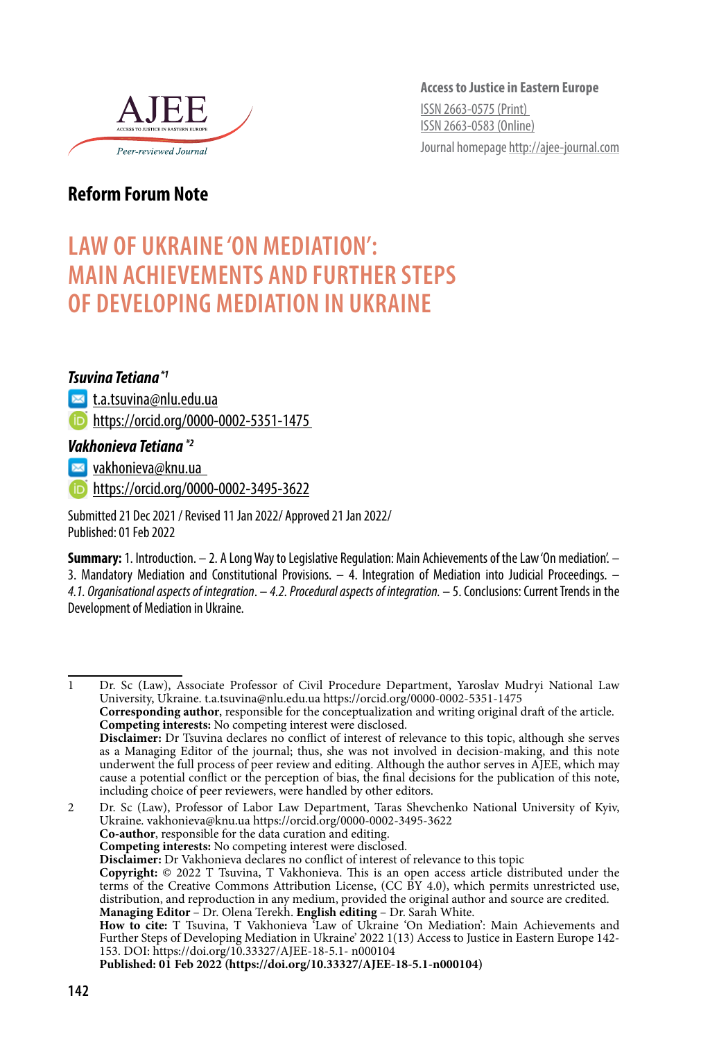Access to Justice in Eastern Europe
ISSN 2663-0575 (Print)
ISSN 2663-0583 (Online)
Journal homepage http://ajee-journal.com

**Reform Forum Note**

# LAW OF UKRAINE 'ON MEDIATION': MAIN ACHIEVEMENTS AND FURTHER STEPS OF DEVELOPING MEDIATION IN UKRAINE

***Tsuvina Tetiana*** [*1]

t.a.tsuvina@nlu.edu.ua

https://orcid.org/0000-0002-5351-1475

***Vakhonieva Tetiana*** [*2]

vakhonieva@knu.ua

https://orcid.org/0000-0002-3495-3622

Submitted 21 Dec 2021 / Revised 11 Jan 2022/ Approved 21 Jan 2022/
Published: 01 Feb 2022

**Summary:** 1. Introduction. – 2. A Long Way to Legislative Regulation: Main Achievements of the Law 'On mediation'. – 3. Mandatory Mediation and Constitutional Provisions. – 4. Integration of Mediation into Judicial Proceedings. – *4.1. Organisational aspects of integration*. – *4.2. Procedural aspects of integration.* – 5. Conclusions: Current Trends in the Development of Mediation in Ukraine.

---

1 Dr. Sc (Law), Associate Professor of Civil Procedure Department, Yaroslav Mudryi National Law University, Ukraine. t.a.tsuvina@nlu.edu.ua https://orcid.org/0000-0002-5351-1475
**Corresponding author**, responsible for the conceptualization and writing original draft of the article.
**Competing interests:** No competing interest were disclosed.
**Disclaimer:** Dr Tsuvina declares no conflict of interest of relevance to this topic, although she serves as a Managing Editor of the journal; thus, she was not involved in decision-making, and this note underwent the full process of peer review and editing. Although the author serves in AJEE, which may cause a potential conflict or the perception of bias, the final decisions for the publication of this note, including choice of peer reviewers, were handled by other editors.

2 Dr. Sc (Law), Professor of Labor Law Department, Taras Shevchenko National University of Kyiv, Ukraine. vakhonieva@knu.ua https://orcid.org/0000-0002-3495-3622
**Co-author**, responsible for the data curation and editing.
**Competing interests:** No competing interest were disclosed.
**Disclaimer:** Dr Vakhonieva declares no conflict of interest of relevance to this topic
**Copyright:** © 2022 T Tsuvina, T Vakhonieva. This is an open access article distributed under the terms of the Creative Commons Attribution License, (CC BY 4.0), which permits unrestricted use, distribution, and reproduction in any medium, provided the original author and source are credited.
**Managing Editor** – Dr. Olena Terekh. **English editing** – Dr. Sarah White.
**How to cite:** T Tsuvina, T Vakhonieva 'Law of Ukraine 'On Mediation': Main Achievements and Further Steps of Developing Mediation in Ukraine' 2022 1(13) Access to Justice in Eastern Europe 142-153. DOI: https://doi.org/10.33327/AJEE-18-5.1- n000104
**Published: 01 Feb 2022 (https://doi.org/10.33327/AJEE-18-5.1-n000104)**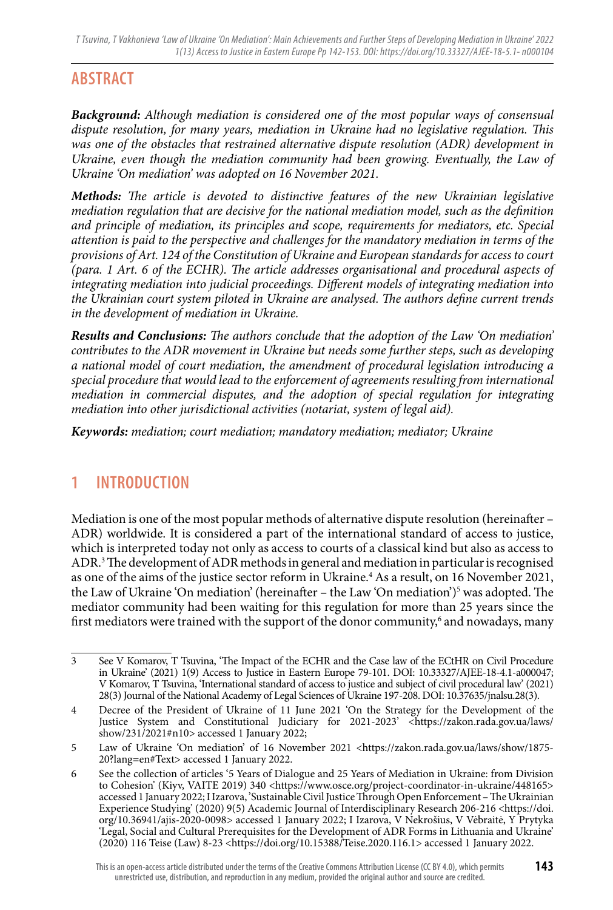## ABSTRACT

***Background:*** *Although mediation is considered one of the most popular ways of consensual dispute resolution, for many years, mediation in Ukraine had no legislative regulation. This was one of the obstacles that restrained alternative dispute resolution (ADR) development in Ukraine, even though the mediation community had been growing. Eventually, the Law of Ukraine 'On mediation' was adopted on 16 November 2021.*

***Methods:*** *The article is devoted to distinctive features of the new Ukrainian legislative mediation regulation that are decisive for the national mediation model, such as the definition and principle of mediation, its principles and scope, requirements for mediators, etc. Special attention is paid to the perspective and challenges for the mandatory mediation in terms of the provisions of Art. 124 of the Constitution of Ukraine and European standards for access to court (para. 1 Art. 6 of the ECHR). The article addresses organisational and procedural aspects of integrating mediation into judicial proceedings. Different models of integrating mediation into the Ukrainian court system piloted in Ukraine are analysed. The authors define current trends in the development of mediation in Ukraine.*

***Results and Conclusions:*** *The authors conclude that the adoption of the Law 'On mediation' contributes to the ADR movement in Ukraine but needs some further steps, such as developing a national model of court mediation, the amendment of procedural legislation introducing a special procedure that would lead to the enforcement of agreements resulting from international mediation in commercial disputes, and the adoption of special regulation for integrating mediation into other jurisdictional activities (notariat, system of legal aid).*

***Keywords:*** *mediation; court mediation; mandatory mediation; mediator; Ukraine*

## 1 INTRODUCTION

Mediation is one of the most popular methods of alternative dispute resolution (hereinafter – ADR) worldwide. It is considered a part of the international standard of access to justice, which is interpreted today not only as access to courts of a classical kind but also as access to ADR.[3] The development of ADR methods in general and mediation in particular is recognised as one of the aims of the justice sector reform in Ukraine.[4] As a result, on 16 November 2021, the Law of Ukraine 'On mediation' (hereinafter – the Law 'On mediation')[5] was adopted. The mediator community had been waiting for this regulation for more than 25 years since the first mediators were trained with the support of the donor community,[6] and nowadays, many

---

3 See V Komarov, T Tsuvina, 'The Impact of the ECHR and the Case law of the ECtHR on Civil Procedure in Ukraine' (2021) 1(9) Access to Justice in Eastern Europe 79-101. DOI: 10.33327/AJEE-18-4.1-a000047; V Komarov, T Tsuvina, 'International standard of access to justice and subject of civil procedural law' (2021) 28(3) Journal of the National Academy of Legal Sciences of Ukraine 197-208. DOI: 10.37635/jnalsu.28(3).

4 Decree of the President of Ukraine of 11 June 2021 'On the Strategy for the Development of the Justice System and Constitutional Judiciary for 2021-2023' <https://zakon.rada.gov.ua/laws/show/231/2021#n10> accessed 1 January 2022;

5 Law of Ukraine 'On mediation' of 16 November 2021 <https://zakon.rada.gov.ua/laws/show/1875-20?lang=en#Text> accessed 1 January 2022.

6 See the collection of articles '5 Years of Dialogue and 25 Years of Mediation in Ukraine: from Division to Cohesion' (Kiyv, VAITE 2019) 340 <https://www.osce.org/project-coordinator-in-ukraine/448165> accessed 1 January 2022; I Izarova, 'Sustainable Civil Justice Through Open Enforcement – The Ukrainian Experience Studying' (2020) 9(5) Academic Journal of Interdisciplinary Research 206-216 <https://doi.org/10.36941/ajis-2020-0098> accessed 1 January 2022; I Izarova, V Nekrošius, V Vėbraitė, Y Prytyka 'Legal, Social and Cultural Prerequisites for the Development of ADR Forms in Lithuania and Ukraine' (2020) 116 Teise (Law) 8-23 <https://doi.org/10.15388/Teise.2020.116.1> accessed 1 January 2022.

This is an open-access article distributed under the terms of the Creative Commons Attribution License (CC BY 4.0), which permits unrestricted use, distribution, and reproduction in any medium, provided the original author and source are credited.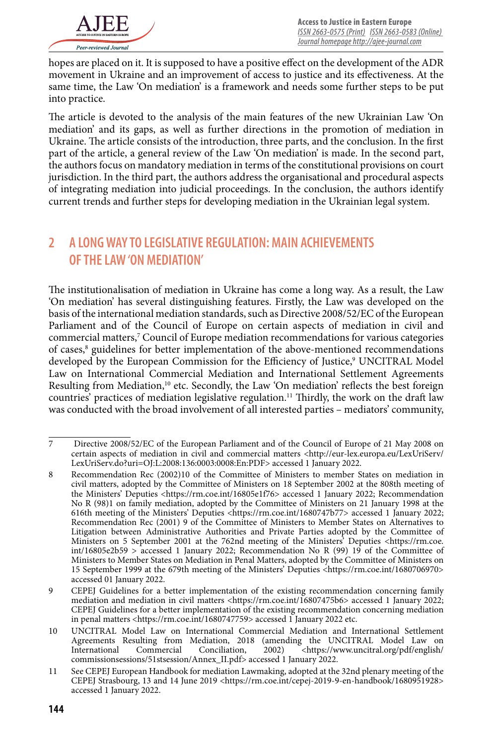hopes are placed on it. It is supposed to have a positive effect on the development of the ADR movement in Ukraine and an improvement of access to justice and its effectiveness. At the same time, the Law 'On mediation' is a framework and needs some further steps to be put into practice.

The article is devoted to the analysis of the main features of the new Ukrainian Law 'On mediation' and its gaps, as well as further directions in the promotion of mediation in Ukraine. The article consists of the introduction, three parts, and the conclusion. In the first part of the article, a general review of the Law 'On mediation' is made. In the second part, the authors focus on mandatory mediation in terms of the constitutional provisions on court jurisdiction. In the third part, the authors address the organisational and procedural aspects of integrating mediation into judicial proceedings. In the conclusion, the authors identify current trends and further steps for developing mediation in the Ukrainian legal system.

## 2 A LONG WAY TO LEGISLATIVE REGULATION: MAIN ACHIEVEMENTS OF THE LAW 'ON MEDIATION'

The institutionalisation of mediation in Ukraine has come a long way. As a result, the Law 'On mediation' has several distinguishing features. Firstly, the Law was developed on the basis of the international mediation standards, such as Directive 2008/52/EC of the European Parliament and of the Council of Europe on certain aspects of mediation in civil and commercial matters,[7] Council of Europe mediation recommendations for various categories of cases,[8] guidelines for better implementation of the above-mentioned recommendations developed by the European Commission for the Efficiency of Justice,[9] UNCITRAL Model Law on International Commercial Mediation and International Settlement Agreements Resulting from Mediation,[10] etc. Secondly, the Law 'On mediation' reflects the best foreign countries' practices of mediation legislative regulation.[11] Thirdly, the work on the draft law was conducted with the broad involvement of all interested parties – mediators' community,

---

7 Directive 2008/52/EC of the European Parliament and of the Council of Europe of 21 May 2008 on certain aspects of mediation in civil and commercial matters <http://eur-lex.europa.eu/LexUriServ/LexUriServ.do?uri=OJ:L:2008:136:0003:0008:En:PDF> accessed 1 January 2022.

8 Recommendation Rec (2002)10 of the Committee of Ministers to member States on mediation in civil matters, adopted by the Committee of Ministers on 18 September 2002 at the 808th meeting of the Ministers' Deputies <https://rm.coe.int/16805e1f76> accessed 1 January 2022; Recommendation No R (98)1 on family mediation, adopted by the Committee of Ministers on 21 January 1998 at the 616th meeting of the Ministers' Deputies <https://rm.coe.int/1680747b77> accessed 1 January 2022; Recommendation Rec (2001) 9 of the Committee of Ministers to Member States on Alternatives to Litigation between Administrative Authorities and Private Parties adopted by the Committee of Ministers on 5 September 2001 at the 762nd meeting of the Ministers' Deputies <https://rm.coe.int/16805e2b59 > accessed 1 January 2022; Recommendation No R (99) 19 of the Committee of Ministers to Member States on Mediation in Penal Matters, adopted by the Committee of Ministers on 15 September 1999 at the 679th meeting of the Ministers' Deputies <https://rm.coe.int/1680706970> accessed 01 January 2022.

9 CEPEJ Guidelines for a better implementation of the existing recommendation concerning family mediation and mediation in civil matters <https://rm.coe.int/16807475b6> accessed 1 January 2022; CEPEJ Guidelines for a better implementation of the existing recommendation concerning mediation in penal matters <https://rm.coe.int/1680747759> accessed 1 January 2022 etc.

10 UNCITRAL Model Law on International Commercial Mediation and International Settlement Agreements Resulting from Mediation, 2018 (amending the UNCITRAL Model Law on International Commercial Conciliation, 2002) <https://www.uncitral.org/pdf/english/commissionsessions/51stsession/Annex_II.pdf> accessed 1 January 2022.

11 See CEPEJ European Handbook for mediation Lawmaking, adopted at the 32nd plenary meeting of the CEPEJ Strasbourg, 13 and 14 June 2019 <https://rm.coe.int/cepej-2019-9-en-handbook/1680951928> accessed 1 January 2022.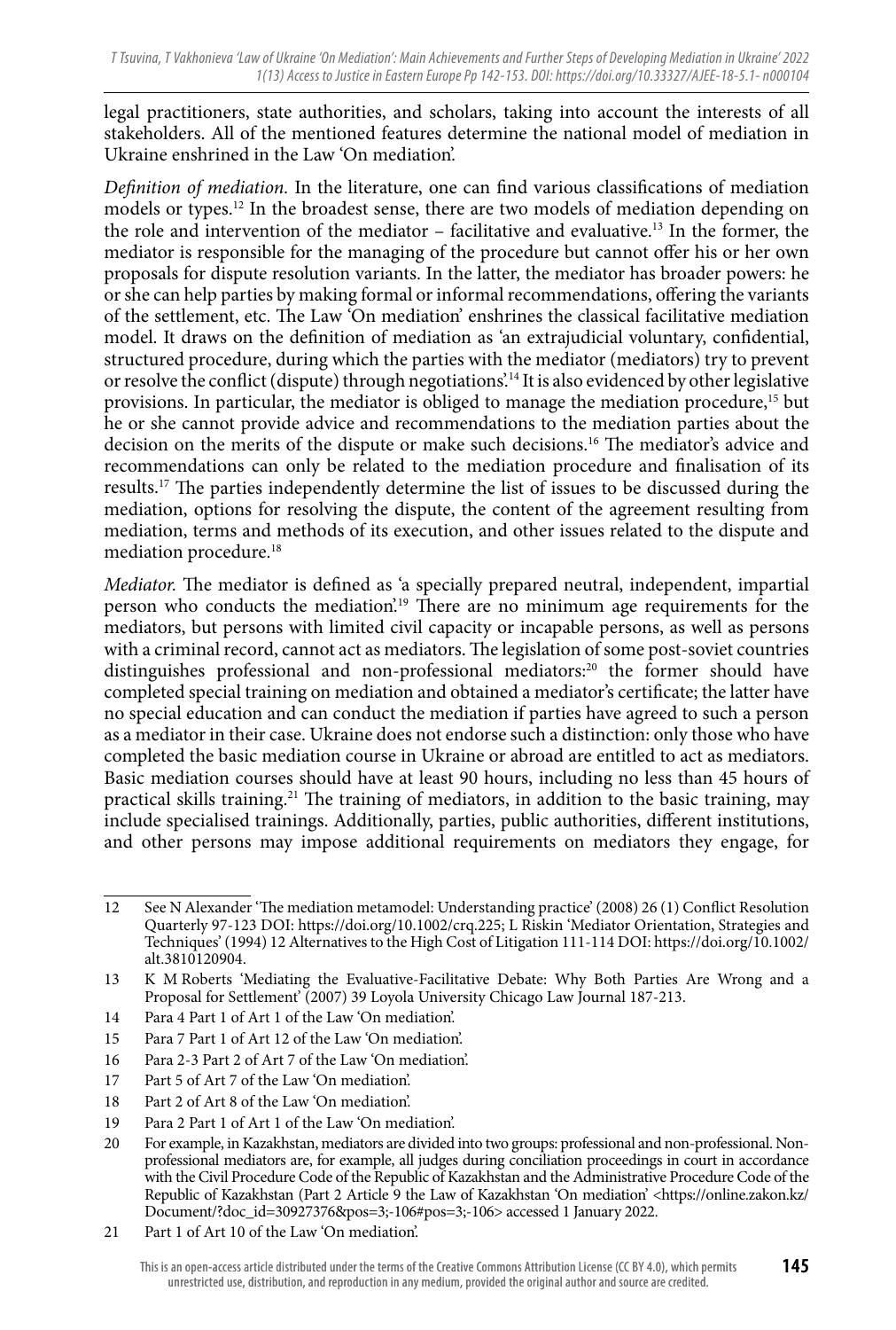legal practitioners, state authorities, and scholars, taking into account the interests of all stakeholders. All of the mentioned features determine the national model of mediation in Ukraine enshrined in the Law 'On mediation'.

*Definition of mediation.* In the literature, one can find various classifications of mediation models or types.[12] In the broadest sense, there are two models of mediation depending on the role and intervention of the mediator – facilitative and evaluative.[13] In the former, the mediator is responsible for the managing of the procedure but cannot offer his or her own proposals for dispute resolution variants. In the latter, the mediator has broader powers: he or she can help parties by making formal or informal recommendations, offering the variants of the settlement, etc. The Law 'On mediation' enshrines the classical facilitative mediation model. It draws on the definition of mediation as 'an extrajudicial voluntary, confidential, structured procedure, during which the parties with the mediator (mediators) try to prevent or resolve the conflict (dispute) through negotiations'.[14] It is also evidenced by other legislative provisions. In particular, the mediator is obliged to manage the mediation procedure,[15] but he or she cannot provide advice and recommendations to the mediation parties about the decision on the merits of the dispute or make such decisions.[16] The mediator's advice and recommendations can only be related to the mediation procedure and finalisation of its results.[17] The parties independently determine the list of issues to be discussed during the mediation, options for resolving the dispute, the content of the agreement resulting from mediation, terms and methods of its execution, and other issues related to the dispute and mediation procedure.[18]

*Mediator.* The mediator is defined as 'a specially prepared neutral, independent, impartial person who conducts the mediation'.[19] There are no minimum age requirements for the mediators, but persons with limited civil capacity or incapable persons, as well as persons with a criminal record, cannot act as mediators. The legislation of some post-soviet countries distinguishes professional and non-professional mediators:[20] the former should have completed special training on mediation and obtained a mediator's certificate; the latter have no special education and can conduct the mediation if parties have agreed to such a person as a mediator in their case. Ukraine does not endorse such a distinction: only those who have completed the basic mediation course in Ukraine or abroad are entitled to act as mediators. Basic mediation courses should have at least 90 hours, including no less than 45 hours of practical skills training.[21] The training of mediators, in addition to the basic training, may include specialised trainings. Additionally, parties, public authorities, different institutions, and other persons may impose additional requirements on mediators they engage, for

---

12 See N Alexander 'The mediation metamodel: Understanding practice' (2008) 26 (1) Conflict Resolution Quarterly 97-123 DOI: https://doi.org/10.1002/crq.225; L Riskin 'Mediator Orientation, Strategies and Techniques' (1994) 12 Alternatives to the High Cost of Litigation 111-114 DOI: https://doi.org/10.1002/alt.3810120904.

13 K M Roberts 'Mediating the Evaluative-Facilitative Debate: Why Both Parties Are Wrong and a Proposal for Settlement' (2007) 39 Loyola University Chicago Law Journal 187-213.

14 Para 4 Part 1 of Art 1 of the Law 'On mediation'.

15 Para 7 Part 1 of Art 12 of the Law 'On mediation'.

16 Para 2-3 Part 2 of Art 7 of the Law 'On mediation'.

17 Part 5 of Art 7 of the Law 'On mediation'.

18 Part 2 of Art 8 of the Law 'On mediation'.

19 Para 2 Part 1 of Art 1 of the Law 'On mediation'.

20 For example, in Kazakhstan, mediators are divided into two groups: professional and non-professional. Non-professional mediators are, for example, all judges during conciliation proceedings in court in accordance with the Civil Procedure Code of the Republic of Kazakhstan and the Administrative Procedure Code of the Republic of Kazakhstan (Part 2 Article 9 the Law of Kazakhstan 'On mediation' <https://online.zakon.kz/Document/?doc_id=30927376&pos=3;-106#pos=3;-106> accessed 1 January 2022.

21 Part 1 of Art 10 of the Law 'On mediation'.

This is an open-access article distributed under the terms of the Creative Commons Attribution License (CC BY 4.0), which permits unrestricted use, distribution, and reproduction in any medium, provided the original author and source are credited.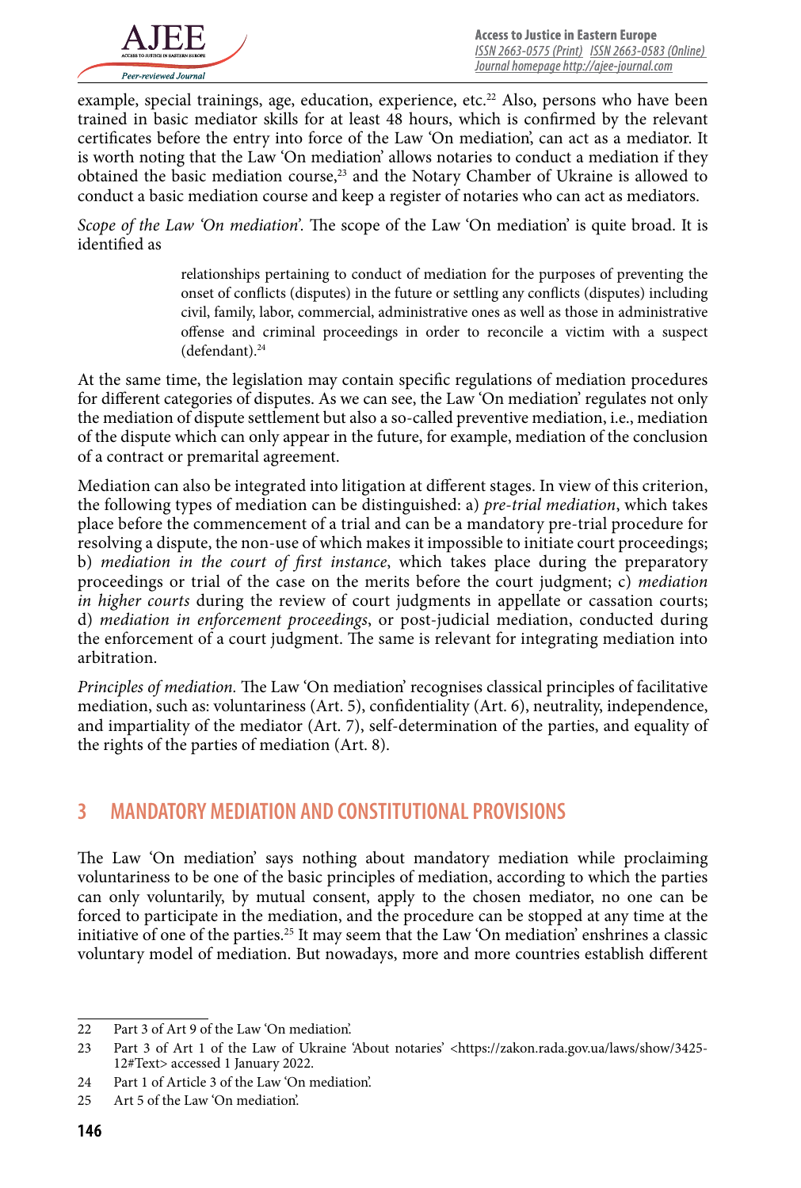example, special trainings, age, education, experience, etc.[22] Also, persons who have been trained in basic mediator skills for at least 48 hours, which is confirmed by the relevant certificates before the entry into force of the Law 'On mediation', can act as a mediator. It is worth noting that the Law 'On mediation' allows notaries to conduct a mediation if they obtained the basic mediation course,[23] and the Notary Chamber of Ukraine is allowed to conduct a basic mediation course and keep a register of notaries who can act as mediators.

*Scope of the Law 'On mediation'.* The scope of the Law 'On mediation' is quite broad. It is identified as

> relationships pertaining to conduct of mediation for the purposes of preventing the onset of conflicts (disputes) in the future or settling any conflicts (disputes) including civil, family, labor, commercial, administrative ones as well as those in administrative offense and criminal proceedings in order to reconcile a victim with a suspect (defendant).[24]

At the same time, the legislation may contain specific regulations of mediation procedures for different categories of disputes. As we can see, the Law 'On mediation' regulates not only the mediation of dispute settlement but also a so-called preventive mediation, i.e., mediation of the dispute which can only appear in the future, for example, mediation of the conclusion of a contract or premarital agreement.

Mediation can also be integrated into litigation at different stages. In view of this criterion, the following types of mediation can be distinguished: a) *pre-trial mediation*, which takes place before the commencement of a trial and can be a mandatory pre-trial procedure for resolving a dispute, the non-use of which makes it impossible to initiate court proceedings; b) *mediation in the court of first instance*, which takes place during the preparatory proceedings or trial of the case on the merits before the court judgment; c) *mediation in higher courts* during the review of court judgments in appellate or cassation courts; d) *mediation in enforcement proceedings*, or post-judicial mediation, conducted during the enforcement of a court judgment. The same is relevant for integrating mediation into arbitration.

*Principles of mediation.* The Law 'On mediation' recognises classical principles of facilitative mediation, such as: voluntariness (Art. 5), confidentiality (Art. 6), neutrality, independence, and impartiality of the mediator (Art. 7), self-determination of the parties, and equality of the rights of the parties of mediation (Art. 8).

## 3 MANDATORY MEDIATION AND CONSTITUTIONAL PROVISIONS

The Law 'On mediation' says nothing about mandatory mediation while proclaiming voluntariness to be one of the basic principles of mediation, according to which the parties can only voluntarily, by mutual consent, apply to the chosen mediator, no one can be forced to participate in the mediation, and the procedure can be stopped at any time at the initiative of one of the parties.[25] It may seem that the Law 'On mediation' enshrines a classic voluntary model of mediation. But nowadays, more and more countries establish different

---

22 Part 3 of Art 9 of the Law 'On mediation'.

23 Part 3 of Art 1 of the Law of Ukraine 'About notaries' <https://zakon.rada.gov.ua/laws/show/3425-12#Text> accessed 1 January 2022.

24 Part 1 of Article 3 of the Law 'On mediation'.

25 Art 5 of the Law 'On mediation'.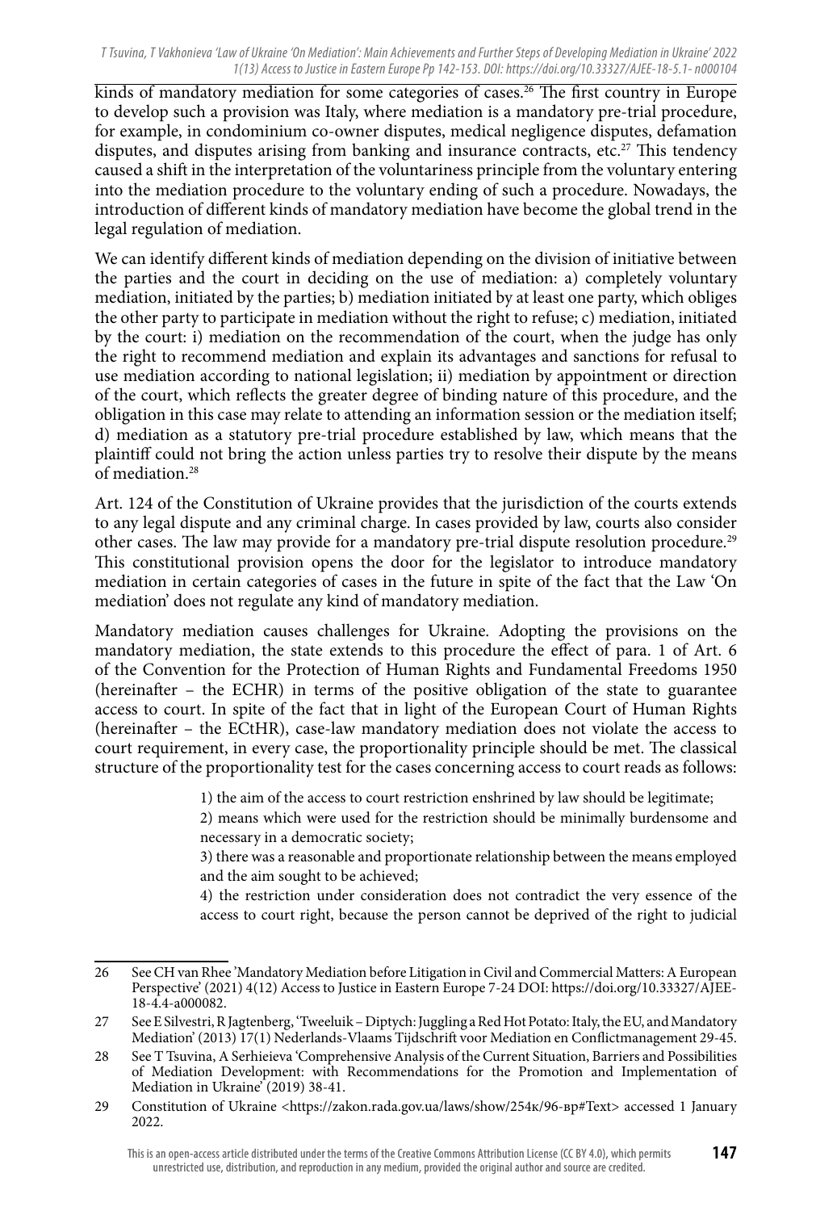kinds of mandatory mediation for some categories of cases.[26] The first country in Europe to develop such a provision was Italy, where mediation is a mandatory pre-trial procedure, for example, in condominium co-owner disputes, medical negligence disputes, defamation disputes, and disputes arising from banking and insurance contracts, etc.[27] This tendency caused a shift in the interpretation of the voluntariness principle from the voluntary entering into the mediation procedure to the voluntary ending of such a procedure. Nowadays, the introduction of different kinds of mandatory mediation have become the global trend in the legal regulation of mediation.

We can identify different kinds of mediation depending on the division of initiative between the parties and the court in deciding on the use of mediation: a) completely voluntary mediation, initiated by the parties; b) mediation initiated by at least one party, which obliges the other party to participate in mediation without the right to refuse; c) mediation, initiated by the court: i) mediation on the recommendation of the court, when the judge has only the right to recommend mediation and explain its advantages and sanctions for refusal to use mediation according to national legislation; ii) mediation by appointment or direction of the court, which reflects the greater degree of binding nature of this procedure, and the obligation in this case may relate to attending an information session or the mediation itself; d) mediation as a statutory pre-trial procedure established by law, which means that the plaintiff could not bring the action unless parties try to resolve their dispute by the means of mediation.[28]

Art. 124 of the Constitution of Ukraine provides that the jurisdiction of the courts extends to any legal dispute and any criminal charge. In cases provided by law, courts also consider other cases. The law may provide for a mandatory pre-trial dispute resolution procedure.[29] This constitutional provision opens the door for the legislator to introduce mandatory mediation in certain categories of cases in the future in spite of the fact that the Law 'On mediation' does not regulate any kind of mandatory mediation.

Mandatory mediation causes challenges for Ukraine. Adopting the provisions on the mandatory mediation, the state extends to this procedure the effect of para. 1 of Art. 6 of the Convention for the Protection of Human Rights and Fundamental Freedoms 1950 (hereinafter – the ECHR) in terms of the positive obligation of the state to guarantee access to court. In spite of the fact that in light of the European Court of Human Rights (hereinafter – the ECtHR), case-law mandatory mediation does not violate the access to court requirement, in every case, the proportionality principle should be met. The classical structure of the proportionality test for the cases concerning access to court reads as follows:

> 1) the aim of the access to court restriction enshrined by law should be legitimate;
>
> 2) means which were used for the restriction should be minimally burdensome and necessary in a democratic society;
>
> 3) there was a reasonable and proportionate relationship between the means employed and the aim sought to be achieved;
>
> 4) the restriction under consideration does not contradict the very essence of the access to court right, because the person cannot be deprived of the right to judicial

---

26 See CH van Rhee 'Mandatory Mediation before Litigation in Civil and Commercial Matters: A European Perspective' (2021) 4(12) Access to Justice in Eastern Europe 7-24 DOI: https://doi.org/10.33327/AJEE-18-4.4-a000082.

27 See E Silvestri, R Jagtenberg, 'Tweeluik – Diptych: Juggling a Red Hot Potato: Italy, the EU, and Mandatory Mediation' (2013) 17(1) Nederlands-Vlaams Tijdschrift voor Mediation en Conflictmanagement 29-45.

28 See T Tsuvina, A Serhieieva 'Comprehensive Analysis of the Current Situation, Barriers and Possibilities of Mediation Development: with Recommendations for the Promotion and Implementation of Mediation in Ukraine' (2019) 38-41.

29 Constitution of Ukraine <https://zakon.rada.gov.ua/laws/show/254к/96-вр#Text> accessed 1 January 2022.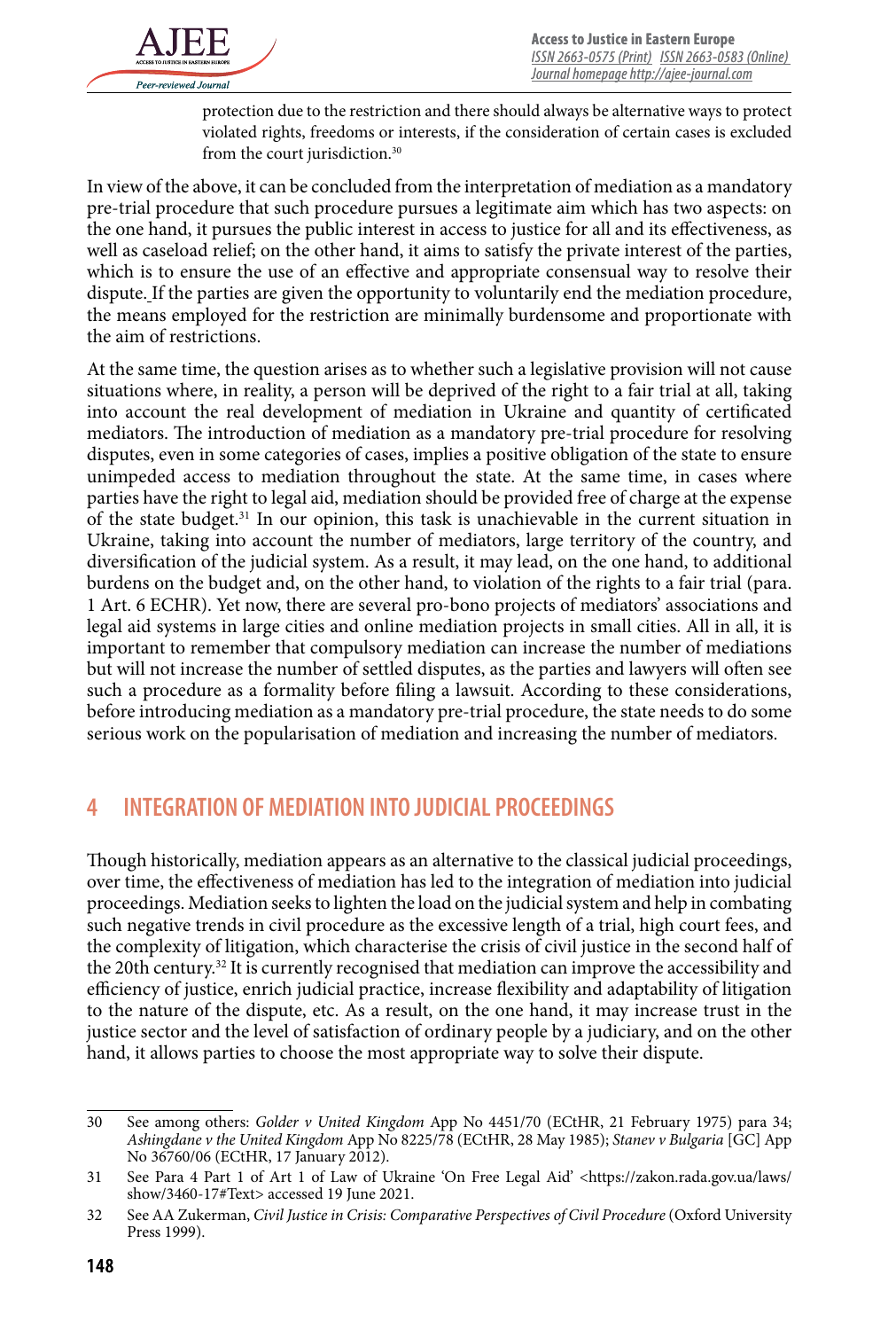protection due to the restriction and there should always be alternative ways to protect violated rights, freedoms or interests, if the consideration of certain cases is excluded from the court jurisdiction.[30]

In view of the above, it can be concluded from the interpretation of mediation as a mandatory pre-trial procedure that such procedure pursues a legitimate aim which has two aspects: on the one hand, it pursues the public interest in access to justice for all and its effectiveness, as well as caseload relief; on the other hand, it aims to satisfy the private interest of the parties, which is to ensure the use of an effective and appropriate consensual way to resolve their dispute. If the parties are given the opportunity to voluntarily end the mediation procedure, the means employed for the restriction are minimally burdensome and proportionate with the aim of restrictions.

At the same time, the question arises as to whether such a legislative provision will not cause situations where, in reality, a person will be deprived of the right to a fair trial at all, taking into account the real development of mediation in Ukraine and quantity of certificated mediators. The introduction of mediation as a mandatory pre-trial procedure for resolving disputes, even in some categories of cases, implies a positive obligation of the state to ensure unimpeded access to mediation throughout the state. At the same time, in cases where parties have the right to legal aid, mediation should be provided free of charge at the expense of the state budget.[31] In our opinion, this task is unachievable in the current situation in Ukraine, taking into account the number of mediators, large territory of the country, and diversification of the judicial system. As a result, it may lead, on the one hand, to additional burdens on the budget and, on the other hand, to violation of the rights to a fair trial (para. 1 Art. 6 ECHR). Yet now, there are several pro-bono projects of mediators' associations and legal aid systems in large cities and online mediation projects in small cities. All in all, it is important to remember that compulsory mediation can increase the number of mediations but will not increase the number of settled disputes, as the parties and lawyers will often see such a procedure as a formality before filing a lawsuit. According to these considerations, before introducing mediation as a mandatory pre-trial procedure, the state needs to do some serious work on the popularisation of mediation and increasing the number of mediators.

## 4 INTEGRATION OF MEDIATION INTO JUDICIAL PROCEEDINGS

Though historically, mediation appears as an alternative to the classical judicial proceedings, over time, the effectiveness of mediation has led to the integration of mediation into judicial proceedings. Mediation seeks to lighten the load on the judicial system and help in combating such negative trends in civil procedure as the excessive length of a trial, high court fees, and the complexity of litigation, which characterise the crisis of civil justice in the second half of the 20th century.[32] It is currently recognised that mediation can improve the accessibility and efficiency of justice, enrich judicial practice, increase flexibility and adaptability of litigation to the nature of the dispute, etc. As a result, on the one hand, it may increase trust in the justice sector and the level of satisfaction of ordinary people by a judiciary, and on the other hand, it allows parties to choose the most appropriate way to solve their dispute.

---

30 See among others: *Golder v United Kingdom* App No 4451/70 (ECtHR, 21 February 1975) para 34; *Ashingdane v the United Kingdom* App No 8225/78 (ECtHR, 28 May 1985); *Stanev v Bulgaria* [GC] App No 36760/06 (ECtHR, 17 January 2012).

31 See Para 4 Part 1 of Art 1 of Law of Ukraine 'On Free Legal Aid' <https://zakon.rada.gov.ua/laws/show/3460-17#Text> accessed 19 June 2021.

32 See AA Zukerman, *Civil Justice in Crisis: Comparative Perspectives of Civil Procedure* (Oxford University Press 1999).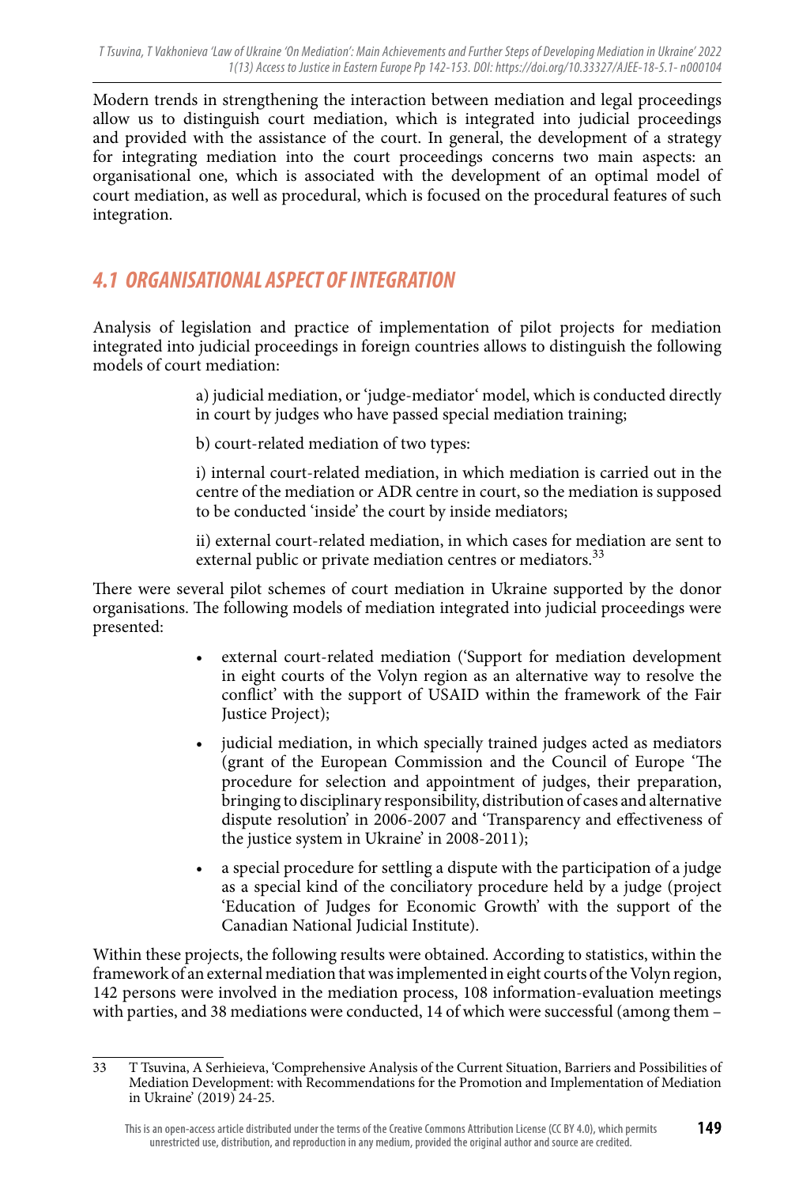Modern trends in strengthening the interaction between mediation and legal proceedings allow us to distinguish court mediation, which is integrated into judicial proceedings and provided with the assistance of the court. In general, the development of a strategy for integrating mediation into the court proceedings concerns two main aspects: an organisational one, which is associated with the development of an optimal model of court mediation, as well as procedural, which is focused on the procedural features of such integration.

## 4.1 ORGANISATIONAL ASPECT OF INTEGRATION

Analysis of legislation and practice of implementation of pilot projects for mediation integrated into judicial proceedings in foreign countries allows to distinguish the following models of court mediation:

> a) judicial mediation, or 'judge-mediator' model, which is conducted directly in court by judges who have passed special mediation training;
>
> b) court-related mediation of two types:
>
> i) internal court-related mediation, in which mediation is carried out in the centre of the mediation or ADR centre in court, so the mediation is supposed to be conducted 'inside' the court by inside mediators;
>
> ii) external court-related mediation, in which cases for mediation are sent to external public or private mediation centres or mediators.[33]

There were several pilot schemes of court mediation in Ukraine supported by the donor organisations. The following models of mediation integrated into judicial proceedings were presented:

- external court-related mediation ('Support for mediation development in eight courts of the Volyn region as an alternative way to resolve the conflict' with the support of USAID within the framework of the Fair Justice Project);
- judicial mediation, in which specially trained judges acted as mediators (grant of the European Commission and the Council of Europe 'The procedure for selection and appointment of judges, their preparation, bringing to disciplinary responsibility, distribution of cases and alternative dispute resolution' in 2006-2007 and 'Transparency and effectiveness of the justice system in Ukraine' in 2008-2011);
- a special procedure for settling a dispute with the participation of a judge as a special kind of the conciliatory procedure held by a judge (project 'Education of Judges for Economic Growth' with the support of the Canadian National Judicial Institute).

Within these projects, the following results were obtained. According to statistics, within the framework of an external mediation that was implemented in eight courts of the Volyn region, 142 persons were involved in the mediation process, 108 information-evaluation meetings with parties, and 38 mediations were conducted, 14 of which were successful (among them –

---

33 T Tsuvina, A Serhieieva, 'Comprehensive Analysis of the Current Situation, Barriers and Possibilities of Mediation Development: with Recommendations for the Promotion and Implementation of Mediation in Ukraine' (2019) 24-25.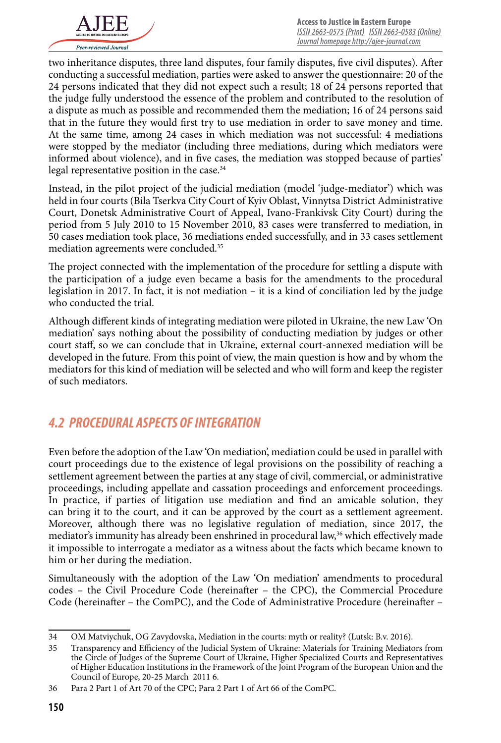two inheritance disputes, three land disputes, four family disputes, five civil disputes). After conducting a successful mediation, parties were asked to answer the questionnaire: 20 of the 24 persons indicated that they did not expect such a result; 18 of 24 persons reported that the judge fully understood the essence of the problem and contributed to the resolution of a dispute as much as possible and recommended them the mediation; 16 of 24 persons said that in the future they would first try to use mediation in order to save money and time. At the same time, among 24 cases in which mediation was not successful: 4 mediations were stopped by the mediator (including three mediations, during which mediators were informed about violence), and in five cases, the mediation was stopped because of parties' legal representative position in the case.[34]

Instead, in the pilot project of the judicial mediation (model 'judge-mediator') which was held in four courts (Bila Tserkva City Court of Kyiv Oblast, Vinnytsa District Administrative Court, Donetsk Administrative Court of Appeal, Ivano-Frankivsk City Court) during the period from 5 July 2010 to 15 November 2010, 83 cases were transferred to mediation, in 50 cases mediation took place, 36 mediations ended successfully, and in 33 cases settlement mediation agreements were concluded.[35]

The project connected with the implementation of the procedure for settling a dispute with the participation of a judge even became a basis for the amendments to the procedural legislation in 2017. In fact, it is not mediation – it is a kind of conciliation led by the judge who conducted the trial.

Although different kinds of integrating mediation were piloted in Ukraine, the new Law 'On mediation' says nothing about the possibility of conducting mediation by judges or other court staff, so we can conclude that in Ukraine, external court-annexed mediation will be developed in the future. From this point of view, the main question is how and by whom the mediators for this kind of mediation will be selected and who will form and keep the register of such mediators.

## *4.2 PROCEDURAL ASPECTS OF INTEGRATION*

Even before the adoption of the Law 'On mediation', mediation could be used in parallel with court proceedings due to the existence of legal provisions on the possibility of reaching a settlement agreement between the parties at any stage of civil, commercial, or administrative proceedings, including appellate and cassation proceedings and enforcement proceedings. In practice, if parties of litigation use mediation and find an amicable solution, they can bring it to the court, and it can be approved by the court as a settlement agreement. Moreover, although there was no legislative regulation of mediation, since 2017, the mediator's immunity has already been enshrined in procedural law,[36] which effectively made it impossible to interrogate a mediator as a witness about the facts which became known to him or her during the mediation.

Simultaneously with the adoption of the Law 'On mediation' amendments to procedural codes – the Civil Procedure Code (hereinafter – the CPC), the Commercial Procedure Code (hereinafter – the ComPC), and the Code of Administrative Procedure (hereinafter –

---

34 OM Matviychuk, OG Zavydovska, Mediation in the courts: myth or reality? (Lutsk: B.v. 2016).

35 Transparency and Efficiency of the Judicial System of Ukraine: Materials for Training Mediators from the Circle of Judges of the Supreme Court of Ukraine, Higher Specialized Courts and Representatives of Higher Education Institutions in the Framework of the Joint Program of the European Union and the Council of Europe, 20-25 March 2011 6.

36 Para 2 Part 1 of Art 70 of the CPC; Para 2 Part 1 of Art 66 of the ComPC.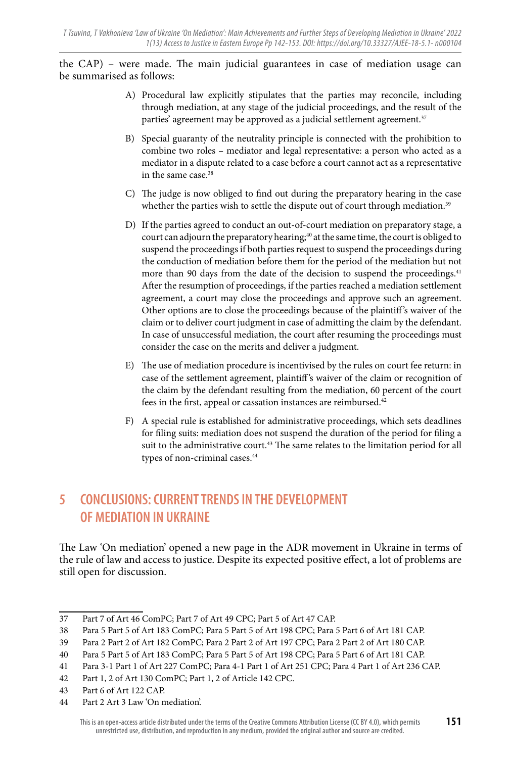the CAP) – were made. The main judicial guarantees in case of mediation usage can be summarised as follows:

A) Procedural law explicitly stipulates that the parties may reconcile, including through mediation, at any stage of the judicial proceedings, and the result of the parties' agreement may be approved as a judicial settlement agreement.[37]

B) Special guaranty of the neutrality principle is connected with the prohibition to combine two roles – mediator and legal representative: a person who acted as a mediator in a dispute related to a case before a court cannot act as a representative in the same case.[38]

C) The judge is now obliged to find out during the preparatory hearing in the case whether the parties wish to settle the dispute out of court through mediation.[39]

D) If the parties agreed to conduct an out-of-court mediation on preparatory stage, a court can adjourn the preparatory hearing;[40] at the same time, the court is obliged to suspend the proceedings if both parties request to suspend the proceedings during the conduction of mediation before them for the period of the mediation but not more than 90 days from the date of the decision to suspend the proceedings.[41] After the resumption of proceedings, if the parties reached a mediation settlement agreement, a court may close the proceedings and approve such an agreement. Other options are to close the proceedings because of the plaintiff's waiver of the claim or to deliver court judgment in case of admitting the claim by the defendant. In case of unsuccessful mediation, the court after resuming the proceedings must consider the case on the merits and deliver a judgment.

E) The use of mediation procedure is incentivised by the rules on court fee return: in case of the settlement agreement, plaintiff's waiver of the claim or recognition of the claim by the defendant resulting from the mediation, 60 percent of the court fees in the first, appeal or cassation instances are reimbursed.[42]

F) A special rule is established for administrative proceedings, which sets deadlines for filing suits: mediation does not suspend the duration of the period for filing a suit to the administrative court.[43] The same relates to the limitation period for all types of non-criminal cases.[44]

## 5 CONCLUSIONS: CURRENT TRENDS IN THE DEVELOPMENT OF MEDIATION IN UKRAINE

The Law 'On mediation' opened a new page in the ADR movement in Ukraine in terms of the rule of law and access to justice. Despite its expected positive effect, a lot of problems are still open for discussion.

---

37 Part 7 of Art 46 ComPC; Part 7 of Art 49 CPC; Part 5 of Art 47 CAP.

38 Para 5 Part 5 of Art 183 ComPC; Para 5 Part 5 of Art 198 CPC; Para 5 Part 6 of Art 181 CAP.

39 Para 2 Part 2 of Art 182 ComPC; Para 2 Part 2 of Art 197 CPC; Para 2 Part 2 of Art 180 CAP.

40 Para 5 Part 5 of Art 183 ComPC; Para 5 Part 5 of Art 198 CPC; Para 5 Part 6 of Art 181 CAP.

41 Para 3-1 Part 1 of Art 227 ComPC; Para 4-1 Part 1 of Art 251 CPC; Para 4 Part 1 of Art 236 CAP.

42 Part 1, 2 of Art 130 ComPC; Part 1, 2 of Article 142 CPC.

43 Part 6 of Art 122 CAP.

44 Part 2 Art 3 Law 'On mediation'.

This is an open-access article distributed under the terms of the Creative Commons Attribution License (CC BY 4.0), which permits unrestricted use, distribution, and reproduction in any medium, provided the original author and source are credited.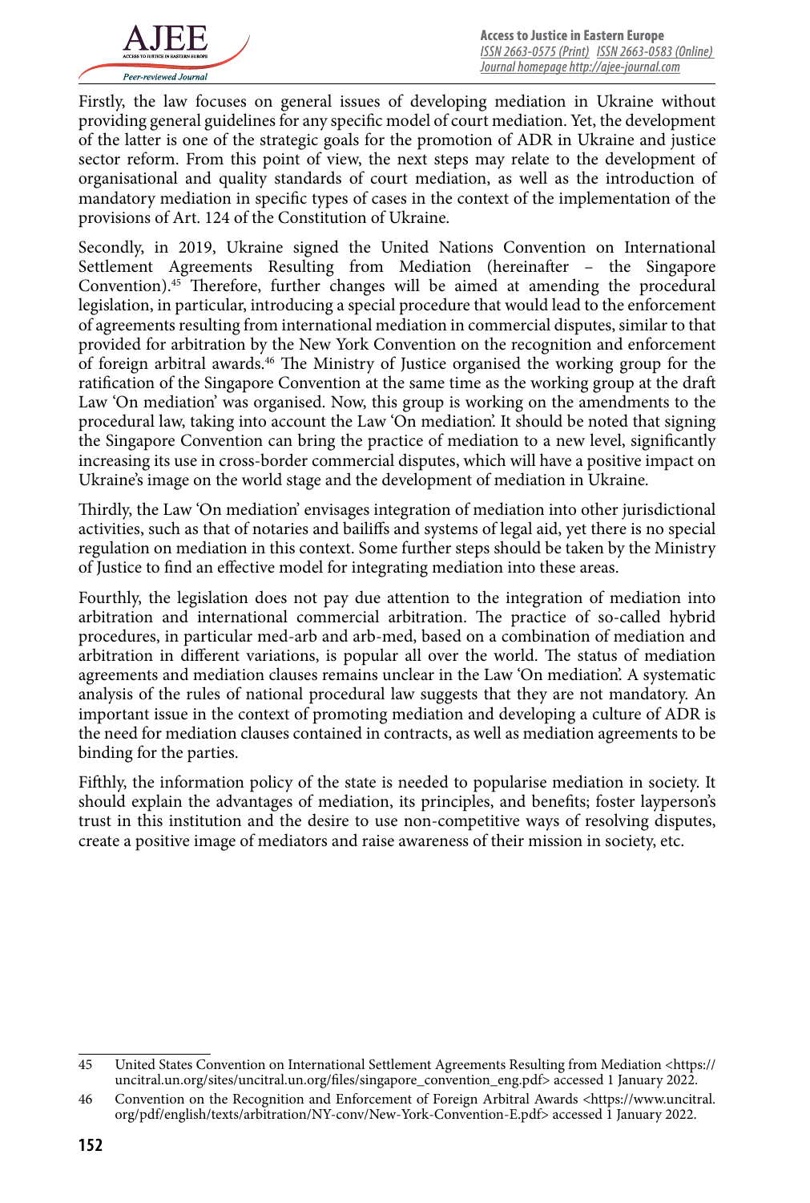Firstly, the law focuses on general issues of developing mediation in Ukraine without providing general guidelines for any specific model of court mediation. Yet, the development of the latter is one of the strategic goals for the promotion of ADR in Ukraine and justice sector reform. From this point of view, the next steps may relate to the development of organisational and quality standards of court mediation, as well as the introduction of mandatory mediation in specific types of cases in the context of the implementation of the provisions of Art. 124 of the Constitution of Ukraine.

Secondly, in 2019, Ukraine signed the United Nations Convention on International Settlement Agreements Resulting from Mediation (hereinafter – the Singapore Convention).[45] Therefore, further changes will be aimed at amending the procedural legislation, in particular, introducing a special procedure that would lead to the enforcement of agreements resulting from international mediation in commercial disputes, similar to that provided for arbitration by the New York Convention on the recognition and enforcement of foreign arbitral awards.[46] The Ministry of Justice organised the working group for the ratification of the Singapore Convention at the same time as the working group at the draft Law 'On mediation' was organised. Now, this group is working on the amendments to the procedural law, taking into account the Law 'On mediation'. It should be noted that signing the Singapore Convention can bring the practice of mediation to a new level, significantly increasing its use in cross-border commercial disputes, which will have a positive impact on Ukraine's image on the world stage and the development of mediation in Ukraine.

Thirdly, the Law 'On mediation' envisages integration of mediation into other jurisdictional activities, such as that of notaries and bailiffs and systems of legal aid, yet there is no special regulation on mediation in this context. Some further steps should be taken by the Ministry of Justice to find an effective model for integrating mediation into these areas.

Fourthly, the legislation does not pay due attention to the integration of mediation into arbitration and international commercial arbitration. The practice of so-called hybrid procedures, in particular med-arb and arb-med, based on a combination of mediation and arbitration in different variations, is popular all over the world. The status of mediation agreements and mediation clauses remains unclear in the Law 'On mediation'. A systematic analysis of the rules of national procedural law suggests that they are not mandatory. An important issue in the context of promoting mediation and developing a culture of ADR is the need for mediation clauses contained in contracts, as well as mediation agreements to be binding for the parties.

Fifthly, the information policy of the state is needed to popularise mediation in society. It should explain the advantages of mediation, its principles, and benefits; foster layperson's trust in this institution and the desire to use non-competitive ways of resolving disputes, create a positive image of mediators and raise awareness of their mission in society, etc.

---

45 United States Convention on International Settlement Agreements Resulting from Mediation <https://uncitral.un.org/sites/uncitral.un.org/files/singapore_convention_eng.pdf> accessed 1 January 2022.

46 Convention on the Recognition and Enforcement of Foreign Arbitral Awards <https://www.uncitral.org/pdf/english/texts/arbitration/NY-conv/New-York-Convention-E.pdf> accessed 1 January 2022.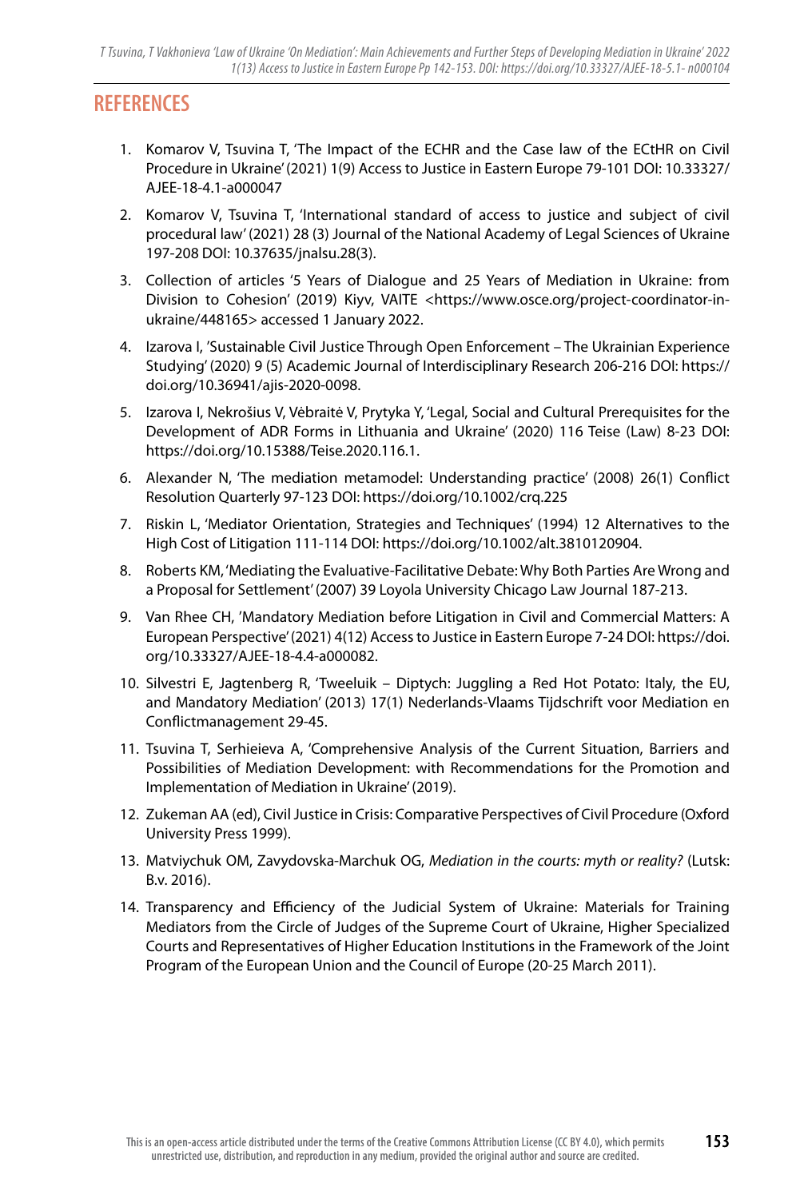## REFERENCES

1. Komarov V, Tsuvina T, 'The Impact of the ECHR and the Case law of the ECtHR on Civil Procedure in Ukraine' (2021) 1(9) Access to Justice in Eastern Europe 79-101 DOI: 10.33327/AJEE-18-4.1-a000047
2. Komarov V, Tsuvina T, 'International standard of access to justice and subject of civil procedural law' (2021) 28 (3) Journal of the National Academy of Legal Sciences of Ukraine 197-208 DOI: 10.37635/jnalsu.28(3).
3. Collection of articles '5 Years of Dialogue and 25 Years of Mediation in Ukraine: from Division to Cohesion' (2019) Kiyv, VAITE <https://www.osce.org/project-coordinator-in-ukraine/448165> accessed 1 January 2022.
4. Izarova I, 'Sustainable Civil Justice Through Open Enforcement – The Ukrainian Experience Studying' (2020) 9 (5) Academic Journal of Interdisciplinary Research 206-216 DOI: https://doi.org/10.36941/ajis-2020-0098.
5. Izarova I, Nekrošius V, Vėbraitė V, Prytyka Y, 'Legal, Social and Cultural Prerequisites for the Development of ADR Forms in Lithuania and Ukraine' (2020) 116 Teise (Law) 8-23 DOI: https://doi.org/10.15388/Teise.2020.116.1.
6. Alexander N, 'The mediation metamodel: Understanding practice' (2008) 26(1) Conflict Resolution Quarterly 97-123 DOI: https://doi.org/10.1002/crq.225
7. Riskin L, 'Mediator Orientation, Strategies and Techniques' (1994) 12 Alternatives to the High Cost of Litigation 111-114 DOI: https://doi.org/10.1002/alt.3810120904.
8. Roberts KM, 'Mediating the Evaluative-Facilitative Debate: Why Both Parties Are Wrong and a Proposal for Settlement' (2007) 39 Loyola University Chicago Law Journal 187-213.
9. Van Rhee CH, 'Mandatory Mediation before Litigation in Civil and Commercial Matters: A European Perspective' (2021) 4(12) Access to Justice in Eastern Europe 7-24 DOI: https://doi.org/10.33327/AJEE-18-4.4-a000082.
10. Silvestri E, Jagtenberg R, 'Tweeluik – Diptych: Juggling a Red Hot Potato: Italy, the EU, and Mandatory Mediation' (2013) 17(1) Nederlands-Vlaams Tijdschrift voor Mediation en Conflictmanagement 29-45.
11. Tsuvina T, Serhieieva A, 'Comprehensive Analysis of the Current Situation, Barriers and Possibilities of Mediation Development: with Recommendations for the Promotion and Implementation of Mediation in Ukraine' (2019).
12. Zukeman AA (ed), Civil Justice in Crisis: Comparative Perspectives of Civil Procedure (Oxford University Press 1999).
13. Matviychuk OM, Zavydovska-Marchuk OG, *Mediation in the courts: myth or reality?* (Lutsk: B.v. 2016).
14. Transparency and Efficiency of the Judicial System of Ukraine: Materials for Training Mediators from the Circle of Judges of the Supreme Court of Ukraine, Higher Specialized Courts and Representatives of Higher Education Institutions in the Framework of the Joint Program of the European Union and the Council of Europe (20-25 March 2011).